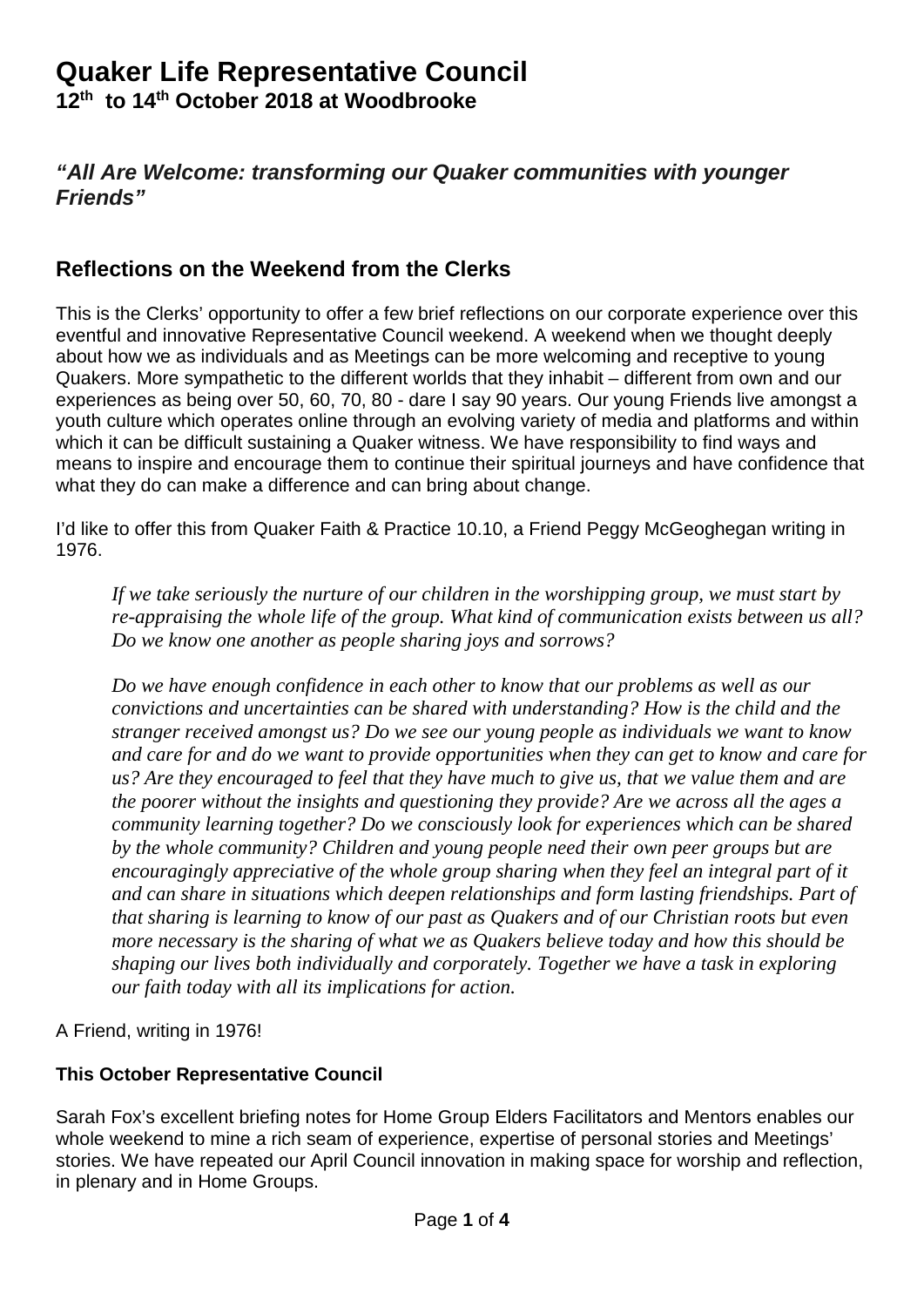# Quaker Life Representative Council

**12th to 14th October 2018 at Woodbrooke**

### *"All Are Welcome: transforming our Quaker communities with younger Friends"*

## Reflections on the Weekend from the Clerks

This is the Clerks' opportunity to offer a few brief reflections on our corporate experience over this eventful and innovative Representative Council weekend. A weekend when we thought deeply about how we as individuals and as Meetings can be more welcoming and receptive to young Quakers. More sympathetic to the different worlds that they inhabit – different from own and our experiences as being over 50, 60, 70, 80 - dare I say 90 years. Our young Friends live amongst a youth culture which operates online through an evolving variety of media and platforms and within which it can be difficult sustaining a Quaker witness. We have responsibility to find ways and means to inspire and encourage them to continue their spiritual journeys and have confidence that what they do can make a difference and can bring about change.

I'd like to offer this from Quaker Faith & Practice 10.10, a Friend Peggy McGeoghegan writing in 1976.

> *If we take seriously the nurture of our children in the worshipping group, we must start by re-appraising the whole life of the group. What kind of communication exists between us all? Do we know one another as people sharing joys and sorrows?*
>
> *Do we have enough confidence in each other to know that our problems as well as our convictions and uncertainties can be shared with understanding? How is the child and the stranger received amongst us? Do we see our young people as individuals we want to know and care for and do we want to provide opportunities when they can get to know and care for us? Are they encouraged to feel that they have much to give us, that we value them and are the poorer without the insights and questioning they provide? Are we across all the ages a community learning together? Do we consciously look for experiences which can be shared by the whole community? Children and young people need their own peer groups but are encouragingly appreciative of the whole group sharing when they feel an integral part of it and can share in situations which deepen relationships and form lasting friendships. Part of that sharing is learning to know of our past as Quakers and of our Christian roots but even more necessary is the sharing of what we as Quakers believe today and how this should be shaping our lives both individually and corporately. Together we have a task in exploring our faith today with all its implications for action.*

A Friend, writing in 1976!

#### This October Representative Council

Sarah Fox's excellent briefing notes for Home Group Elders Facilitators and Mentors enables our whole weekend to mine a rich seam of experience, expertise of personal stories and Meetings' stories. We have repeated our April Council innovation in making space for worship and reflection, in plenary and in Home Groups.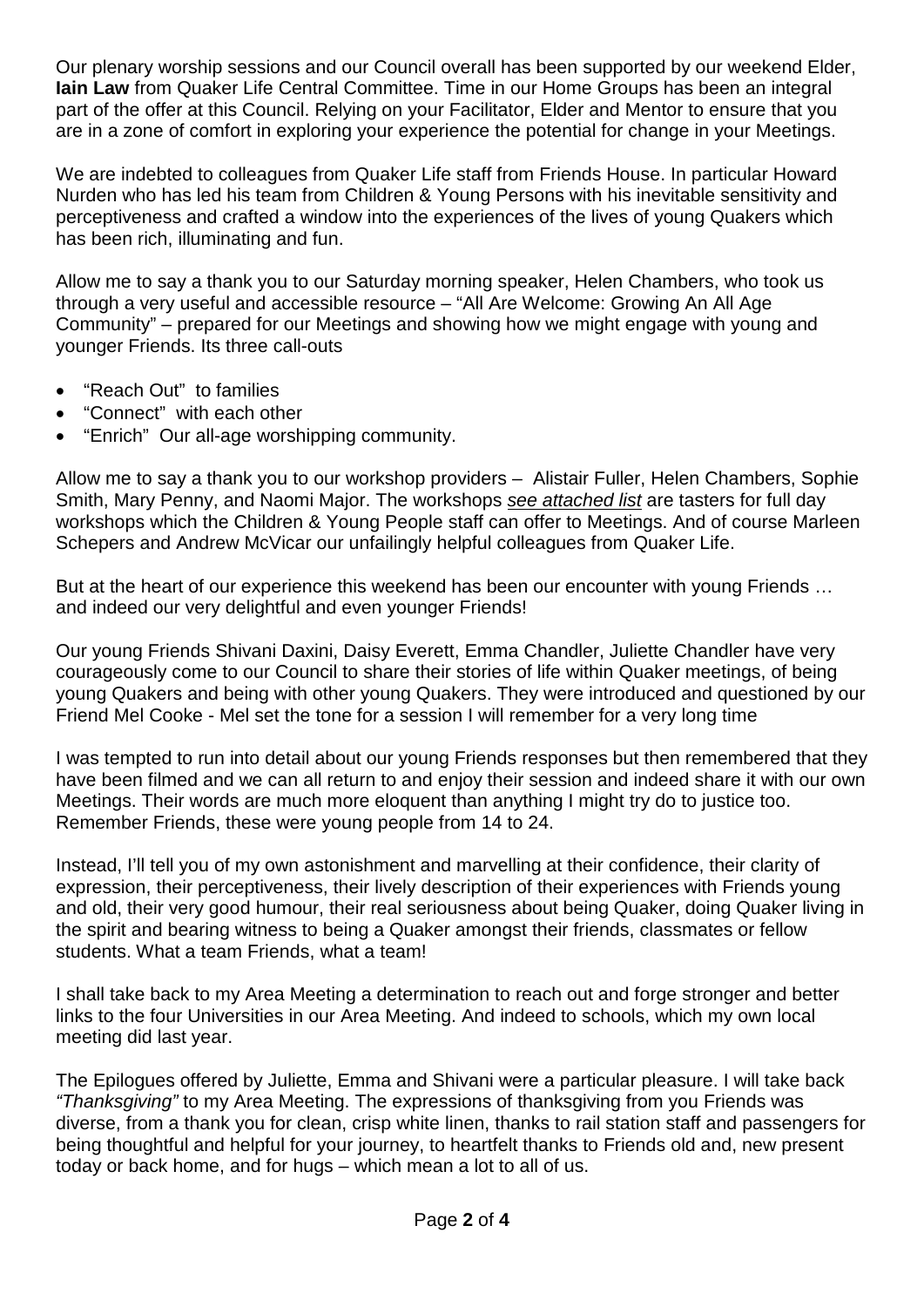Our plenary worship sessions and our Council overall has been supported by our weekend Elder, **Iain Law** from Quaker Life Central Committee. Time in our Home Groups has been an integral part of the offer at this Council. Relying on your Facilitator, Elder and Mentor to ensure that you are in a zone of comfort in exploring your experience the potential for change in your Meetings.

We are indebted to colleagues from Quaker Life staff from Friends House. In particular Howard Nurden who has led his team from Children & Young Persons with his inevitable sensitivity and perceptiveness and crafted a window into the experiences of the lives of young Quakers which has been rich, illuminating and fun.

Allow me to say a thank you to our Saturday morning speaker, Helen Chambers, who took us through a very useful and accessible resource – "All Are Welcome: Growing An All Age Community" – prepared for our Meetings and showing how we might engage with young and younger Friends. Its three call-outs

- "Reach Out" to families
- "Connect" with each other
- "Enrich" Our all-age worshipping community.

Allow me to say a thank you to our workshop providers – Alistair Fuller, Helen Chambers, Sophie Smith, Mary Penny, and Naomi Major. The workshops *see attached list* are tasters for full day workshops which the Children & Young People staff can offer to Meetings. And of course Marleen Schepers and Andrew McVicar our unfailingly helpful colleagues from Quaker Life.

But at the heart of our experience this weekend has been our encounter with young Friends … and indeed our very delightful and even younger Friends!

Our young Friends Shivani Daxini, Daisy Everett, Emma Chandler, Juliette Chandler have very courageously come to our Council to share their stories of life within Quaker meetings, of being young Quakers and being with other young Quakers. They were introduced and questioned by our Friend Mel Cooke - Mel set the tone for a session I will remember for a very long time

I was tempted to run into detail about our young Friends responses but then remembered that they have been filmed and we can all return to and enjoy their session and indeed share it with our own Meetings. Their words are much more eloquent than anything I might try do to justice too. Remember Friends, these were young people from 14 to 24.

Instead, I'll tell you of my own astonishment and marvelling at their confidence, their clarity of expression, their perceptiveness, their lively description of their experiences with Friends young and old, their very good humour, their real seriousness about being Quaker, doing Quaker living in the spirit and bearing witness to being a Quaker amongst their friends, classmates or fellow students. What a team Friends, what a team!

I shall take back to my Area Meeting a determination to reach out and forge stronger and better links to the four Universities in our Area Meeting. And indeed to schools, which my own local meeting did last year.

The Epilogues offered by Juliette, Emma and Shivani were a particular pleasure. I will take back *"Thanksgiving"* to my Area Meeting. The expressions of thanksgiving from you Friends was diverse, from a thank you for clean, crisp white linen, thanks to rail station staff and passengers for being thoughtful and helpful for your journey, to heartfelt thanks to Friends old and, new present today or back home, and for hugs – which mean a lot to all of us.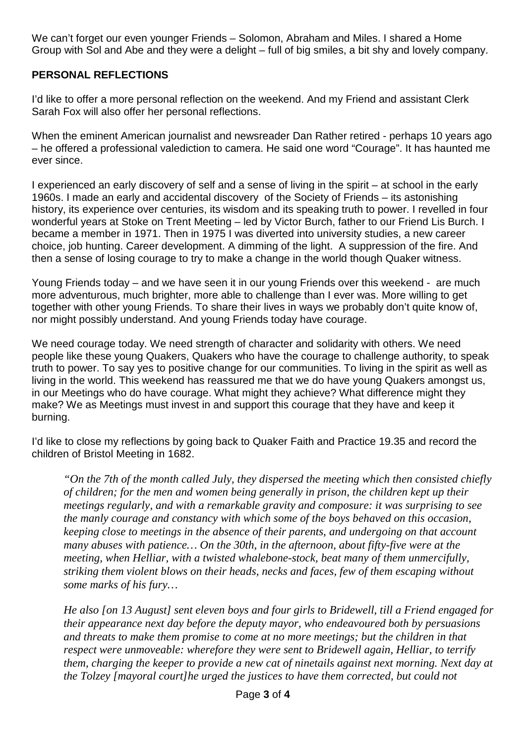We can't forget our even younger Friends – Solomon, Abraham and Miles. I shared a Home Group with Sol and Abe and they were a delight – full of big smiles, a bit shy and lovely company.

## PERSONAL REFLECTIONS

I'd like to offer a more personal reflection on the weekend. And my Friend and assistant Clerk Sarah Fox will also offer her personal reflections.

When the eminent American journalist and newsreader Dan Rather retired - perhaps 10 years ago – he offered a professional valediction to camera. He said one word "Courage". It has haunted me ever since.

I experienced an early discovery of self and a sense of living in the spirit – at school in the early 1960s. I made an early and accidental discovery of the Society of Friends – its astonishing history, its experience over centuries, its wisdom and its speaking truth to power. I revelled in four wonderful years at Stoke on Trent Meeting – led by Victor Burch, father to our Friend Lis Burch. I became a member in 1971. Then in 1975 I was diverted into university studies, a new career choice, job hunting. Career development. A dimming of the light. A suppression of the fire. And then a sense of losing courage to try to make a change in the world though Quaker witness.

Young Friends today – and we have seen it in our young Friends over this weekend - are much more adventurous, much brighter, more able to challenge than I ever was. More willing to get together with other young Friends. To share their lives in ways we probably don't quite know of, nor might possibly understand. And young Friends today have courage.

We need courage today. We need strength of character and solidarity with others. We need people like these young Quakers, Quakers who have the courage to challenge authority, to speak truth to power. To say yes to positive change for our communities. To living in the spirit as well as living in the world. This weekend has reassured me that we do have young Quakers amongst us, in our Meetings who do have courage. What might they achieve? What difference might they make? We as Meetings must invest in and support this courage that they have and keep it burning.

I'd like to close my reflections by going back to Quaker Faith and Practice 19.35 and record the children of Bristol Meeting in 1682.

> *"On the 7th of the month called July, they dispersed the meeting which then consisted chiefly of children; for the men and women being generally in prison, the children kept up their meetings regularly, and with a remarkable gravity and composure: it was surprising to see the manly courage and constancy with which some of the boys behaved on this occasion, keeping close to meetings in the absence of their parents, and undergoing on that account many abuses with patience… On the 30th, in the afternoon, about fifty-five were at the meeting, when Helliar, with a twisted whalebone-stock, beat many of them unmercifully, striking them violent blows on their heads, necks and faces, few of them escaping without some marks of his fury…*
>
> *He also [on 13 August] sent eleven boys and four girls to Bridewell, till a Friend engaged for their appearance next day before the deputy mayor, who endeavoured both by persuasions and threats to make them promise to come at no more meetings; but the children in that respect were unmoveable: wherefore they were sent to Bridewell again, Helliar, to terrify them, charging the keeper to provide a new cat of ninetails against next morning. Next day at the Tolzey [mayoral court]he urged the justices to have them corrected, but could not*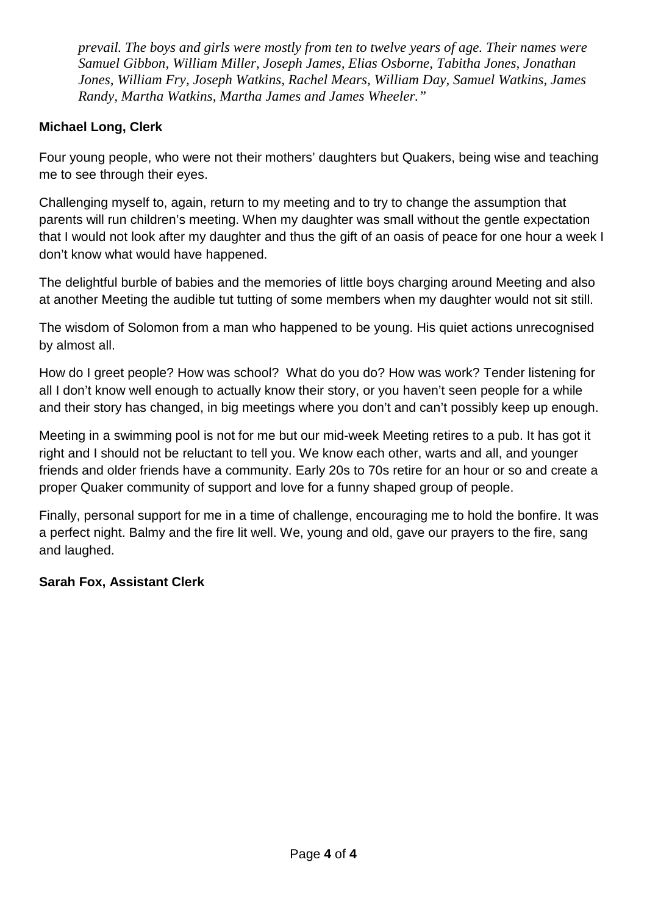*prevail. The boys and girls were mostly from ten to twelve years of age. Their names were Samuel Gibbon, William Miller, Joseph James, Elias Osborne, Tabitha Jones, Jonathan Jones, William Fry, Joseph Watkins, Rachel Mears, William Day, Samuel Watkins, James Randy, Martha Watkins, Martha James and James Wheeler."*

**Michael Long, Clerk**

Four young people, who were not their mothers' daughters but Quakers, being wise and teaching me to see through their eyes.

Challenging myself to, again, return to my meeting and to try to change the assumption that parents will run children's meeting. When my daughter was small without the gentle expectation that I would not look after my daughter and thus the gift of an oasis of peace for one hour a week I don't know what would have happened.

The delightful burble of babies and the memories of little boys charging around Meeting and also at another Meeting the audible tut tutting of some members when my daughter would not sit still.

The wisdom of Solomon from a man who happened to be young. His quiet actions unrecognised by almost all.

How do I greet people? How was school? What do you do? How was work? Tender listening for all I don't know well enough to actually know their story, or you haven't seen people for a while and their story has changed, in big meetings where you don't and can't possibly keep up enough.

Meeting in a swimming pool is not for me but our mid-week Meeting retires to a pub. It has got it right and I should not be reluctant to tell you. We know each other, warts and all, and younger friends and older friends have a community. Early 20s to 70s retire for an hour or so and create a proper Quaker community of support and love for a funny shaped group of people.

Finally, personal support for me in a time of challenge, encouraging me to hold the bonfire. It was a perfect night. Balmy and the fire lit well. We, young and old, gave our prayers to the fire, sang and laughed.

**Sarah Fox, Assistant Clerk**